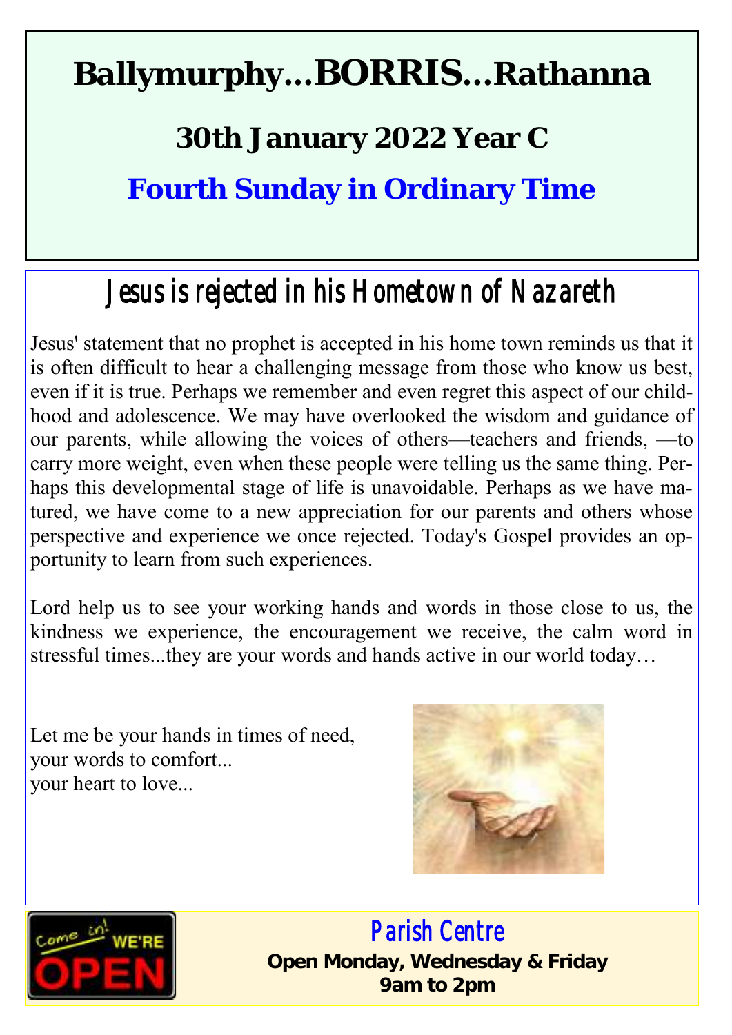# Ballymurphy…BORRIS…Rathanna

## 30th January 2022 Year C

## Fourth Sunday in Ordinary Time

## Jesus is rejected in his Hometown of Nazareth

Jesus' statement that no prophet is accepted in his home town reminds us that it is often difficult to hear a challenging message from those who know us best, even if it is true. Perhaps we remember and even regret this aspect of our childhood and adolescence. We may have overlooked the wisdom and guidance of our parents, while allowing the voices of others—teachers and friends, —to carry more weight, even when these people were telling us the same thing. Perhaps this developmental stage of life is unavoidable. Perhaps as we have matured, we have come to a new appreciation for our parents and others whose perspective and experience we once rejected. Today's Gospel provides an opportunity to learn from such experiences.

Lord help us to see your working hands and words in those close to us, the kindness we experience, the encouragement we receive, the calm word in stressful times...they are your words and hands active in our world today…

Let me be your hands in times of need,
your words to comfort...
your heart to love...

## Parish Centre

**Open Monday, Wednesday & Friday**
**9am to 2pm**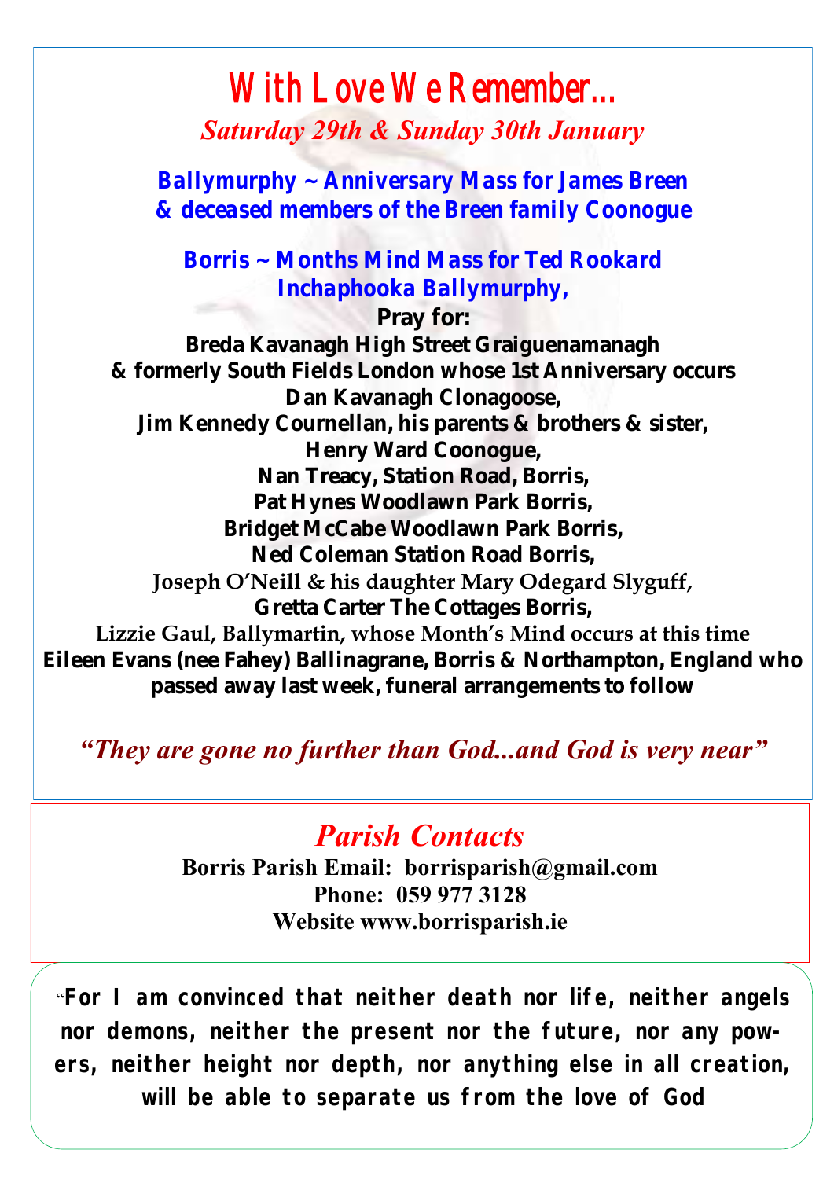# With Love We Remember...

*Saturday 29th & Sunday 30th January*

**Ballymurphy ~ Anniversary Mass for James Breen & deceased members of the Breen family Coonogue**

**Borris ~ Months Mind Mass for Ted Rookard Inchaphooka Ballymurphy,**

**Pray for:**

**Breda Kavanagh High Street Graiguenamanagh & formerly South Fields London whose 1st Anniversary occurs**

**Dan Kavanagh Clonagoose,**

**Jim Kennedy Cournellan, his parents & brothers & sister,**

**Henry Ward Coonogue,**

**Nan Treacy, Station Road, Borris,**

**Pat Hynes Woodlawn Park Borris,**

**Bridget McCabe Woodlawn Park Borris,**

**Ned Coleman Station Road Borris,**

**Joseph O'Neill & his daughter Mary Odegard Slyguff,**

**Gretta Carter The Cottages Borris,**

**Lizzie Gaul, Ballymartin, whose Month's Mind occurs at this time**

**Eileen Evans (nee Fahey) Ballinagrane, Borris & Northampton, England who passed away last week, funeral arrangements to follow**

*"They are gone no further than God...and God is very near"*

## *Parish Contacts*

**Borris Parish Email: borrisparish@gmail.com**
**Phone: 059 977 3128**
**Website www.borrisparish.ie**

**"For I am convinced that neither death nor life, neither angels nor demons, neither the present nor the future, nor any powers, neither height nor depth, nor anything else in all creation, will be able to separate us from the love of God**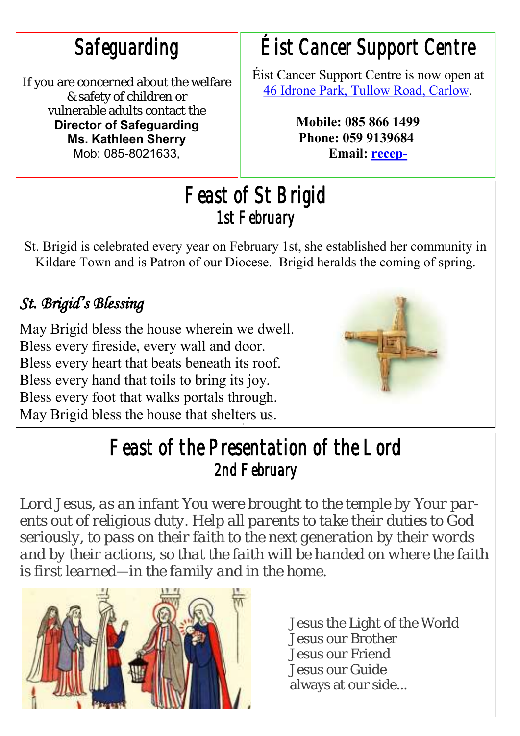## Safeguarding

If you are concerned about the welfare & safety of children or vulnerable adults contact the **Director of Safeguarding Ms. Kathleen Sherry** Mob: 085-8021633,

## Éist Cancer Support Centre

Éist Cancer Support Centre is now open at 46 Idrone Park, Tullow Road, Carlow.

**Mobile: 085 866 1499**
**Phone: 059 9139684**
**Email: recep-**

## Feast of St Brigid
### 1st February

St. Brigid is celebrated every year on February 1st, she established her community in Kildare Town and is Patron of our Diocese. Brigid heralds the coming of spring.

*St. Brigid's Blessing*

May Brigid bless the house wherein we dwell.
Bless every fireside, every wall and door.
Bless every heart that beats beneath its roof.
Bless every hand that toils to bring its joy.
Bless every foot that walks portals through.
May Brigid bless the house that shelters us.

## Feast of the Presentation of the Lord
### 2nd February

*Lord Jesus, as an infant You were brought to the temple by Your parents out of religious duty. Help all parents to take their duties to God seriously, to pass on their faith to the next generation by their words and by their actions, so that the faith will be handed on where the faith is first learned—in the family and in the home.*

Jesus the Light of the World
Jesus our Brother
Jesus our Friend
Jesus our Guide
always at our side...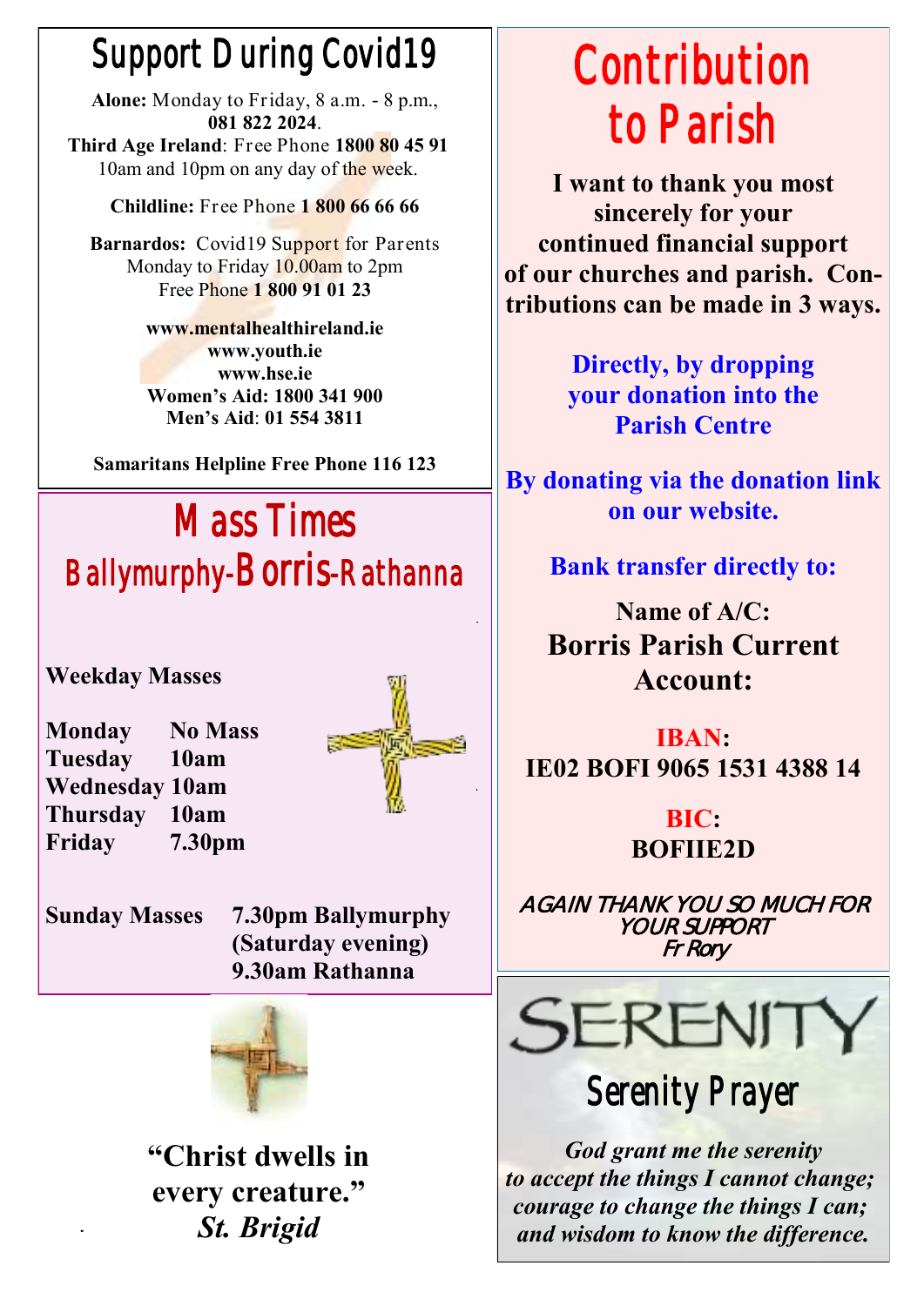# Support During Covid19

**Alone:** Monday to Friday, 8 a.m. - 8 p.m., **081 822 2024**.
**Third Age Ireland**: Free Phone **1800 80 45 91** 10am and 10pm on any day of the week.

**Childline:** Free Phone **1 800 66 66 66**

**Barnardos:** Covid19 Support for Parents Monday to Friday 10.00am to 2pm Free Phone **1 800 91 01 23**

**www.mentalhealthireland.ie**
**www.youth.ie**
**www.hse.ie**
**Women's Aid: 1800 341 900**
**Men's Aid**: **01 554 3811**

**Samaritans Helpline Free Phone 116 123**

# Mass Times
## Ballymurphy-Borris-Rathanna

**Weekday Masses**

| | |
|---|---|
| **Monday** | **No Mass** |
| **Tuesday** | **10am** |
| **Wednesday** | **10am** |
| **Thursday** | **10am** |
| **Friday** | **7.30pm** |

**Sunday Masses** **7.30pm Ballymurphy (Saturday evening)**
**9.30am Rathanna**

**"Christ dwells in every creature."**
***St. Brigid***

# Contribution to Parish

**I want to thank you most sincerely for your continued financial support of our churches and parish. Contributions can be made in 3 ways.**

**Directly, by dropping your donation into the Parish Centre**

**By donating via the donation link on our website.**

**Bank transfer directly to:**

**Name of A/C:**
**Borris Parish Current Account:**

**IBAN:**
**IE02 BOFI 9065 1531 4388 14**

**BIC:**
**BOFIIE2D**

*AGAIN THANK YOU SO MUCH FOR YOUR SUPPORT*
*Fr Rory*

# SERENITY
## Serenity Prayer

***God grant me the serenity***
***to accept the things I cannot change;***
***courage to change the things I can;***
***and wisdom to know the difference.***